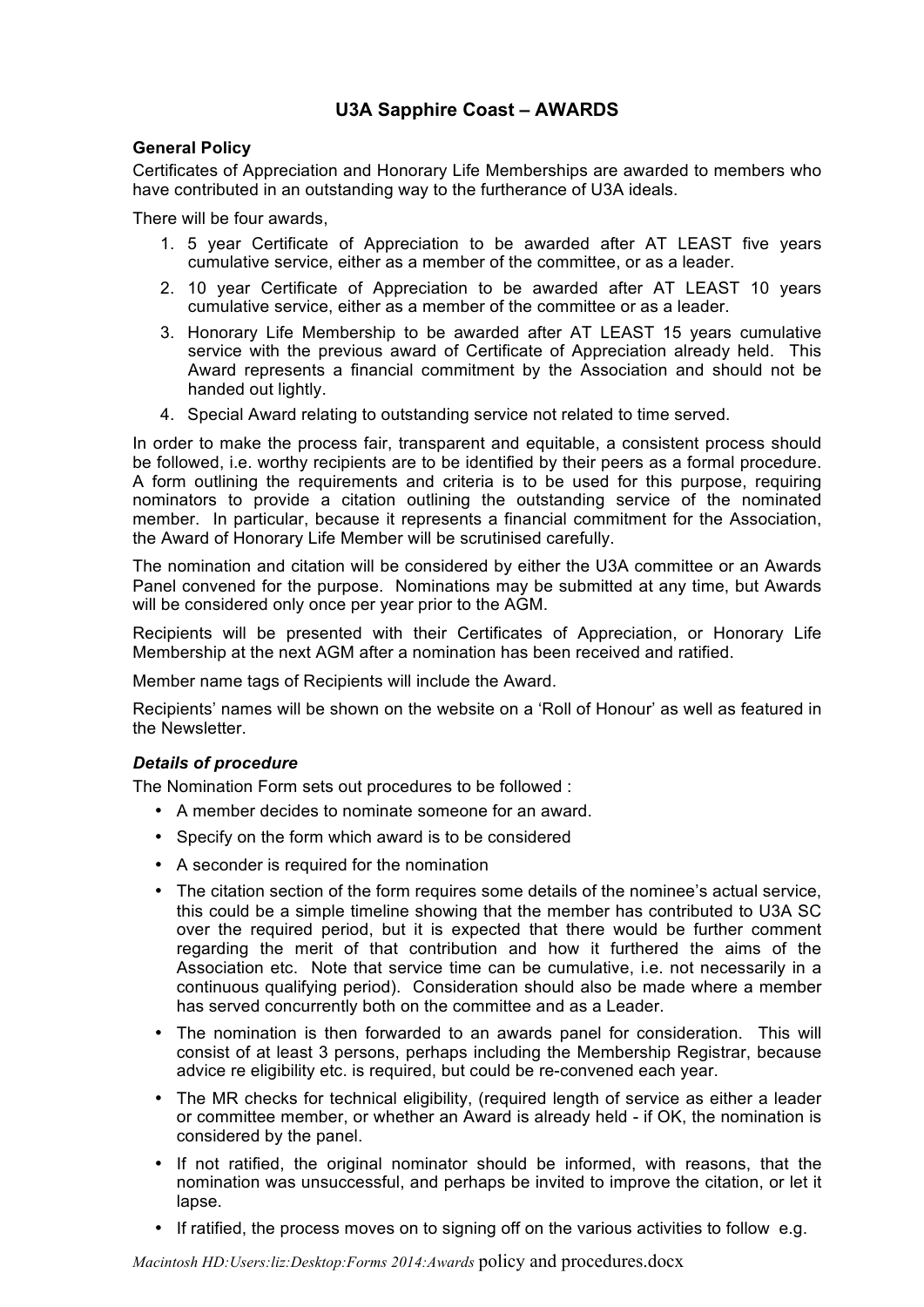# U3A Sapphire Coast – AWARDS

**General Policy**

Certificates of Appreciation and Honorary Life Memberships are awarded to members who have contributed in an outstanding way to the furtherance of U3A ideals.

There will be four awards,

1. 5 year Certificate of Appreciation to be awarded after AT LEAST five years cumulative service, either as a member of the committee, or as a leader.
2. 10 year Certificate of Appreciation to be awarded after AT LEAST 10 years cumulative service, either as a member of the committee or as a leader.
3. Honorary Life Membership to be awarded after AT LEAST 15 years cumulative service with the previous award of Certificate of Appreciation already held. This Award represents a financial commitment by the Association and should not be handed out lightly.
4. Special Award relating to outstanding service not related to time served.

In order to make the process fair, transparent and equitable, a consistent process should be followed, i.e. worthy recipients are to be identified by their peers as a formal procedure. A form outlining the requirements and criteria is to be used for this purpose, requiring nominators to provide a citation outlining the outstanding service of the nominated member. In particular, because it represents a financial commitment for the Association, the Award of Honorary Life Member will be scrutinised carefully.

The nomination and citation will be considered by either the U3A committee or an Awards Panel convened for the purpose. Nominations may be submitted at any time, but Awards will be considered only once per year prior to the AGM.

Recipients will be presented with their Certificates of Appreciation, or Honorary Life Membership at the next AGM after a nomination has been received and ratified.

Member name tags of Recipients will include the Award.

Recipients' names will be shown on the website on a 'Roll of Honour' as well as featured in the Newsletter.

***Details of procedure***

The Nomination Form sets out procedures to be followed :

- A member decides to nominate someone for an award.
- Specify on the form which award is to be considered
- A seconder is required for the nomination
- The citation section of the form requires some details of the nominee's actual service, this could be a simple timeline showing that the member has contributed to U3A SC over the required period, but it is expected that there would be further comment regarding the merit of that contribution and how it furthered the aims of the Association etc. Note that service time can be cumulative, i.e. not necessarily in a continuous qualifying period). Consideration should also be made where a member has served concurrently both on the committee and as a Leader.
- The nomination is then forwarded to an awards panel for consideration. This will consist of at least 3 persons, perhaps including the Membership Registrar, because advice re eligibility etc. is required, but could be re-convened each year.
- The MR checks for technical eligibility, (required length of service as either a leader or committee member, or whether an Award is already held - if OK, the nomination is considered by the panel.
- If not ratified, the original nominator should be informed, with reasons, that the nomination was unsuccessful, and perhaps be invited to improve the citation, or let it lapse.
- If ratified, the process moves on to signing off on the various activities to follow e.g.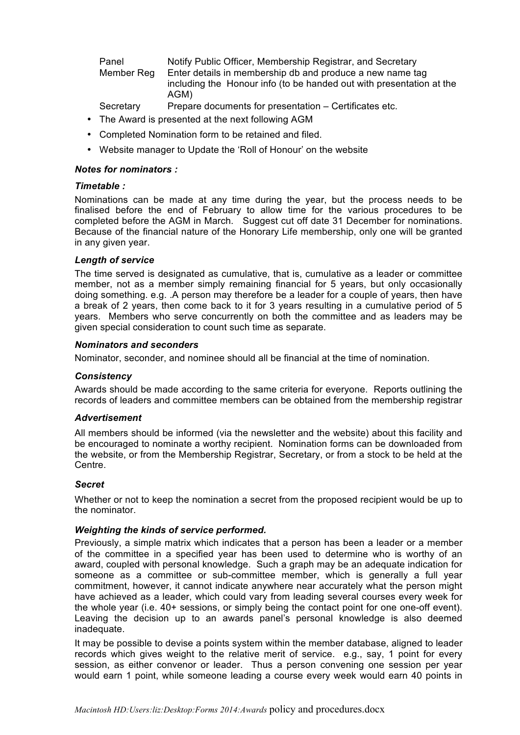| | |
|---|---|
| Panel | Notify Public Officer, Membership Registrar, and Secretary |
| Member Reg | Enter details in membership db and produce a new name tag including the Honour info (to be handed out with presentation at the AGM) |
| Secretary | Prepare documents for presentation – Certificates etc. |

- The Award is presented at the next following AGM
- Completed Nomination form to be retained and filed.
- Website manager to Update the 'Roll of Honour' on the website

***Notes for nominators :***

***Timetable :***

Nominations can be made at any time during the year, but the process needs to be finalised before the end of February to allow time for the various procedures to be completed before the AGM in March. Suggest cut off date 31 December for nominations. Because of the financial nature of the Honorary Life membership, only one will be granted in any given year.

***Length of service***

The time served is designated as cumulative, that is, cumulative as a leader or committee member, not as a member simply remaining financial for 5 years, but only occasionally doing something. e.g. .A person may therefore be a leader for a couple of years, then have a break of 2 years, then come back to it for 3 years resulting in a cumulative period of 5 years. Members who serve concurrently on both the committee and as leaders may be given special consideration to count such time as separate.

***Nominators and seconders***

Nominator, seconder, and nominee should all be financial at the time of nomination.

***Consistency***

Awards should be made according to the same criteria for everyone. Reports outlining the records of leaders and committee members can be obtained from the membership registrar

***Advertisement***

All members should be informed (via the newsletter and the website) about this facility and be encouraged to nominate a worthy recipient. Nomination forms can be downloaded from the website, or from the Membership Registrar, Secretary, or from a stock to be held at the Centre.

***Secret***

Whether or not to keep the nomination a secret from the proposed recipient would be up to the nominator.

***Weighting the kinds of service performed.***

Previously, a simple matrix which indicates that a person has been a leader or a member of the committee in a specified year has been used to determine who is worthy of an award, coupled with personal knowledge. Such a graph may be an adequate indication for someone as a committee or sub-committee member, which is generally a full year commitment, however, it cannot indicate anywhere near accurately what the person might have achieved as a leader, which could vary from leading several courses every week for the whole year (i.e. 40+ sessions, or simply being the contact point for one one-off event). Leaving the decision up to an awards panel's personal knowledge is also deemed inadequate.

It may be possible to devise a points system within the member database, aligned to leader records which gives weight to the relative merit of service. e.g., say, 1 point for every session, as either convenor or leader. Thus a person convening one session per year would earn 1 point, while someone leading a course every week would earn 40 points in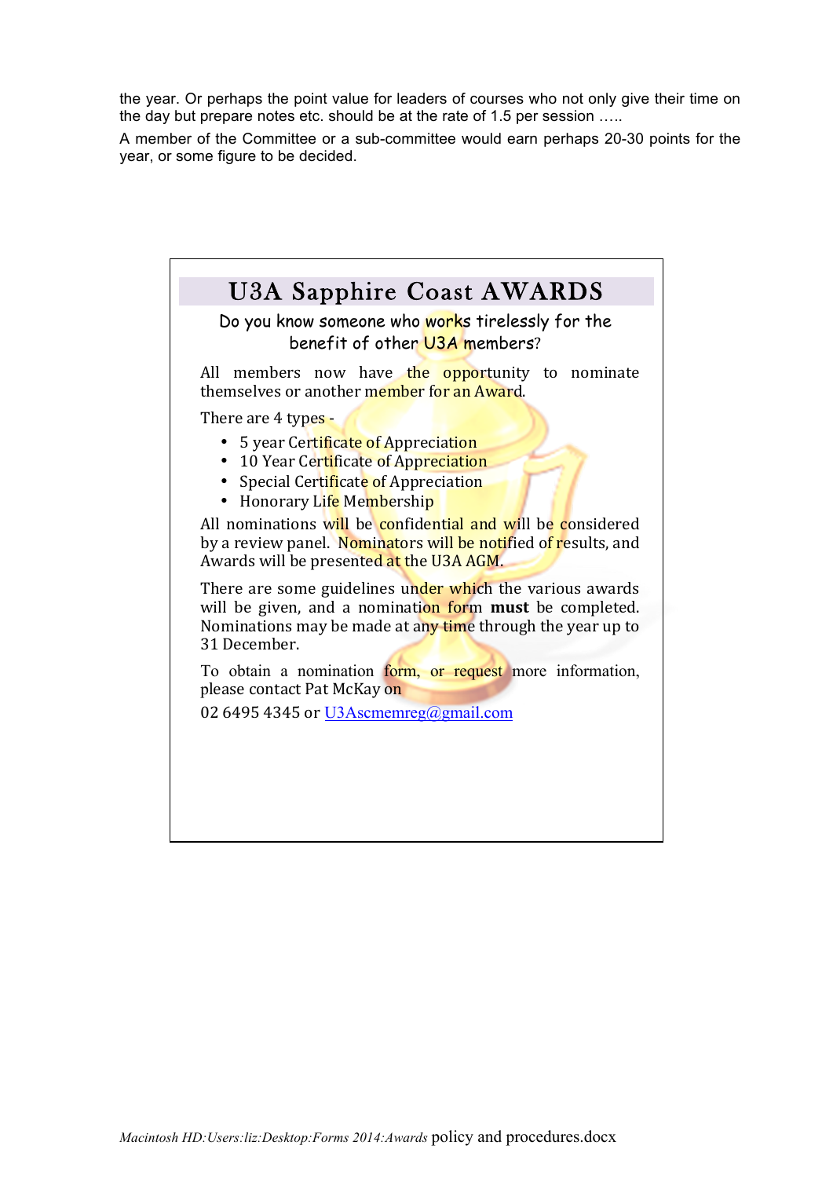the year. Or perhaps the point value for leaders of courses who not only give their time on the day but prepare notes etc. should be at the rate of 1.5 per session …..

A member of the Committee or a sub-committee would earn perhaps 20-30 points for the year, or some figure to be decided.

## U3A Sapphire Coast AWARDS

Do you know someone who works tirelessly for the benefit of other U3A members?

All members now have the opportunity to nominate themselves or another member for an Award.

There are 4 types -

- 5 year Certificate of Appreciation
- 10 Year Certificate of Appreciation
- Special Certificate of Appreciation
- Honorary Life Membership

All nominations will be confidential and will be considered by a review panel. Nominators will be notified of results, and Awards will be presented at the U3A AGM.

There are some guidelines under which the various awards will be given, and a nomination form **must** be completed. Nominations may be made at any time through the year up to 31 December.

To obtain a nomination form, or request more information, please contact Pat McKay on

02 6495 4345 or U3Ascmemreg@gmail.com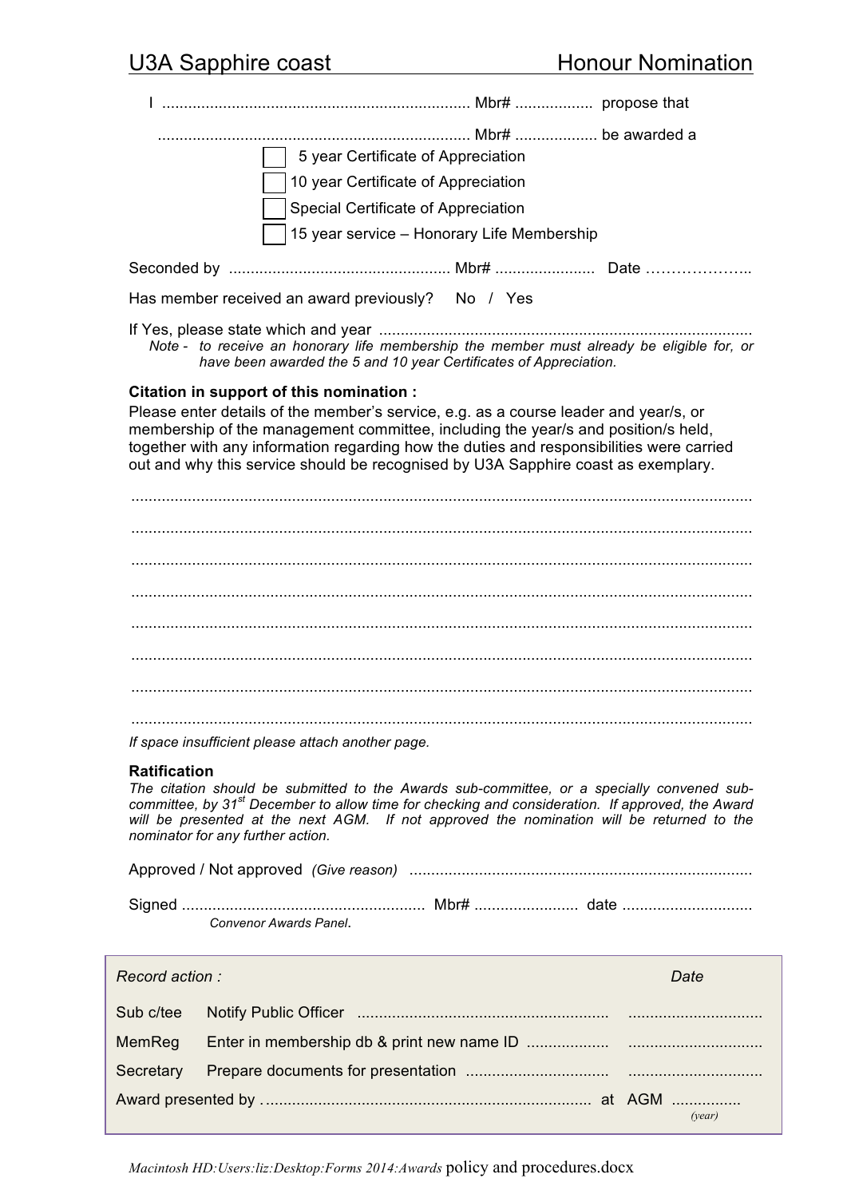# U3A Sapphire coast — Honour Nomination

I ....................................................................... Mbr# .................. propose that

....................................................................... Mbr# .................. be awarded a

- ☐ 5 year Certificate of Appreciation
- ☐ 10 year Certificate of Appreciation
- ☐ Special Certificate of Appreciation
- ☐ 15 year service – Honorary Life Membership

Seconded by .................................................. Mbr# ...................... Date ………………..

Has member received an award previously? No / Yes

If Yes, please state which and year .....................................................................................

*Note - to receive an honorary life membership the member must already be eligible for, or have been awarded the 5 and 10 year Certificates of Appreciation.*

**Citation in support of this nomination :**

Please enter details of the member's service, e.g. as a course leader and year/s, or membership of the management committee, including the year/s and position/s held, together with any information regarding how the duties and responsibilities were carried out and why this service should be recognised by U3A Sapphire coast as exemplary.

..............................................................................................................................................

..............................................................................................................................................

..............................................................................................................................................

..............................................................................................................................................

..............................................................................................................................................

..............................................................................................................................................

..............................................................................................................................................

..............................................................................................................................................

*If space insufficient please attach another page.*

**Ratification**

*The citation should be submitted to the Awards sub-committee, or a specially convened sub-committee, by 31st December to allow time for checking and consideration. If approved, the Award will be presented at the next AGM. If not approved the nomination will be returned to the nominator for any further action.*

Approved / Not approved *(Give reason)* ..............................................................................

Signed ........................................................ Mbr# ........................ date ..............................

*Convenor Awards Panel*.

| *Record action :* | | *Date* |
|---|---|---|
| Sub c/tee | Notify Public Officer .......................................................... | ............................... |
| MemReg | Enter in membership db & print new name ID ................... | ............................... |
| Secretary | Prepare documents for presentation ................................. | ............................... |

Award presented by ........................................................................... at AGM ................ *(year)*

*Macintosh HD:Users:liz:Desktop:Forms 2014:Awards* policy and procedures.docx